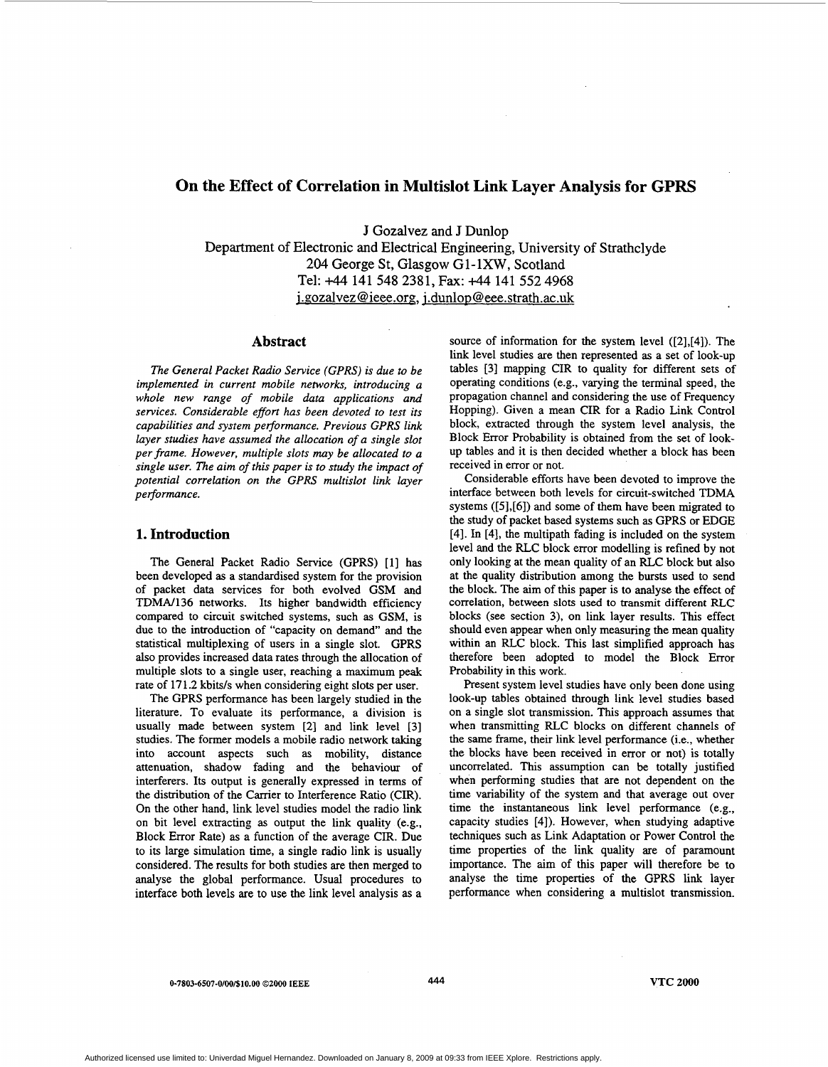# On the Effect of Correlation in Multislot Link Layer Analysis for GPRS

J Gozalvez and J Dunlop

Department of Electronic and Electrical Engineering, University of Strathclyde
204 George St, Glasgow G1-1XW, Scotland
Tel: +44 141 548 2381, Fax: +44 141 552 4968
j.gozalvez@ieee.org, j.dunlop@eee.strath.ac.uk

## Abstract

*The General Packet Radio Service (GPRS) is due to be implemented in current mobile networks, introducing a whole new range of mobile data applications and services. Considerable effort has been devoted to test its capabilities and system performance. Previous GPRS link layer studies have assumed the allocation of a single slot per frame. However, multiple slots may be allocated to a single user. The aim of this paper is to study the impact of potential correlation on the GPRS multislot link layer performance.*

## 1. Introduction

The General Packet Radio Service (GPRS) [1] has been developed as a standardised system for the provision of packet data services for both evolved GSM and TDMA/136 networks. Its higher bandwidth efficiency compared to circuit switched systems, such as GSM, is due to the introduction of "capacity on demand" and the statistical multiplexing of users in a single slot. GPRS also provides increased data rates through the allocation of multiple slots to a single user, reaching a maximum peak rate of 171.2 kbits/s when considering eight slots per user.

The GPRS performance has been largely studied in the literature. To evaluate its performance, a division is usually made between system [2] and link level [3] studies. The former models a mobile radio network taking into account aspects such as mobility, distance attenuation, shadow fading and the behaviour of interferers. Its output is generally expressed in terms of the distribution of the Carrier to Interference Ratio (CIR). On the other hand, link level studies model the radio link on bit level extracting as output the link quality (e.g., Block Error Rate) as a function of the average CIR. Due to its large simulation time, a single radio link is usually considered. The results for both studies are then merged to analyse the global performance. Usual procedures to interface both levels are to use the link level analysis as a source of information for the system level ([2],[4]). The link level studies are then represented as a set of look-up tables [3] mapping CIR to quality for different sets of operating conditions (e.g., varying the terminal speed, the propagation channel and considering the use of Frequency Hopping). Given a mean CIR for a Radio Link Control block, extracted through the system level analysis, the Block Error Probability is obtained from the set of look-up tables and it is then decided whether a block has been received in error or not.

Considerable efforts have been devoted to improve the interface between both levels for circuit-switched TDMA systems ([5],[6]) and some of them have been migrated to the study of packet based systems such as GPRS or EDGE [4]. In [4], the multipath fading is included on the system level and the RLC block error modelling is refined by not only looking at the mean quality of an RLC block but also at the quality distribution among the bursts used to send the block. The aim of this paper is to analyse the effect of correlation, between slots used to transmit different RLC blocks (see section 3), on link layer results. This effect should even appear when only measuring the mean quality within an RLC block. This last simplified approach has therefore been adopted to model the Block Error Probability in this work.

Present system level studies have only been done using look-up tables obtained through link level studies based on a single slot transmission. This approach assumes that when transmitting RLC blocks on different channels of the same frame, their link level performance (i.e., whether the blocks have been received in error or not) is totally uncorrelated. This assumption can be totally justified when performing studies that are not dependent on the time variability of the system and that average out over time the instantaneous link level performance (e.g., capacity studies [4]). However, when studying adaptive techniques such as Link Adaptation or Power Control the time properties of the link quality are of paramount importance. The aim of this paper will therefore be to analyse the time properties of the GPRS link layer performance when considering a multislot transmission.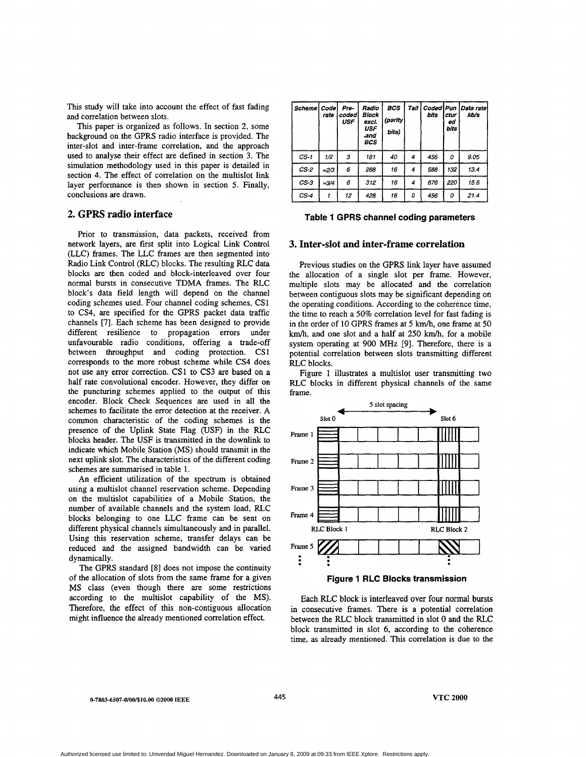This study will take into account the effect of fast fading and correlation between slots.

This paper is organized as follows. In section 2, some background on the GPRS radio interface is provided. The inter-slot and inter-frame correlation, and the approach used to analyse their effect are defined in section 3. The simulation methodology used in this paper is detailed in section 4. The effect of correlation on the multislot link layer performance is then shown in section 5. Finally, conclusions are drawn.

## 2. GPRS radio interface

Prior to transmission, data packets, received from network layers, are first split into Logical Link Control (LLC) frames. The LLC frames are then segmented into Radio Link Control (RLC) blocks. The resulting RLC data blocks are then coded and block-interleaved over four normal bursts in consecutive TDMA frames. The RLC block's data field length will depend on the channel coding schemes used. Four channel coding schemes, CS1 to CS4, are specified for the GPRS packet data traffic channels [7]. Each scheme has been designed to provide different resilience to propagation errors under unfavourable radio conditions, offering a trade-off between throughput and coding protection. CS1 corresponds to the more robust scheme while CS4 does not use any error correction. CS1 to CS3 are based on a half rate convolutional encoder. However, they differ on the puncturing schemes applied to the output of this encoder. Block Check Sequences are used in all the schemes to facilitate the error detection at the receiver. A common characteristic of the coding schemes is the presence of the Uplink State Flag (USF) in the RLC blocks header. The USF is transmitted in the downlink to indicate which Mobile Station (MS) should transmit in the next uplink slot. The characteristics of the different coding schemes are summarised in table 1.

An efficient utilization of the spectrum is obtained using a multislot channel reservation scheme. Depending on the multislot capabilities of a Mobile Station, the number of available channels and the system load, RLC blocks belonging to one LLC frame can be sent on different physical channels simultaneously and in parallel. Using this reservation scheme, transfer delays can be reduced and the assigned bandwidth can be varied dynamically.

The GPRS standard [8] does not impose the continuity of the allocation of slots from the same frame for a given MS class (even though there are some restrictions according to the multislot capability of the MS). Therefore, the effect of this non-contiguous allocation might influence the already mentioned correlation effect.

| Scheme | Code rate | Pre-coded USF | Radio Block excl. USF and BCS | BCS (parity bits) | Tail | Coded bits | Punctured bits | Data rate kb/s |
|---|---|---|---|---|---|---|---|---|
| CS-1 | 1/2 | 3 | 181 | 40 | 4 | 456 | 0 | 9.05 |
| CS-2 | ≈2/3 | 6 | 268 | 16 | 4 | 588 | 132 | 13.4 |
| CS-3 | ≈3/4 | 6 | 312 | 16 | 4 | 676 | 220 | 15.6 |
| CS-4 | 1 | 12 | 428 | 16 | 0 | 456 | 0 | 21.4 |

**Table 1 GPRS channel coding parameters**

## 3. Inter-slot and inter-frame correlation

Previous studies on the GPRS link layer have assumed the allocation of a single slot per frame. However, multiple slots may be allocated and the correlation between contiguous slots may be significant depending on the operating conditions. According to the coherence time, the time to reach a 50% correlation level for fast fading is in the order of 10 GPRS frames at 5 km/h, one frame at 50 km/h, and one slot and a half at 250 km/h, for a mobile system operating at 900 MHz [9]. Therefore, there is a potential correlation between slots transmitting different RLC blocks.

Figure 1 illustrates a multislot user transmitting two RLC blocks in different physical channels of the same frame.

**Figure 1 RLC Blocks transmission**

Each RLC block is interleaved over four normal bursts in consecutive frames. There is a potential correlation between the RLC block transmitted in slot 0 and the RLC block transmitted in slot 6, according to the coherence time, as already mentioned. This correlation is due to the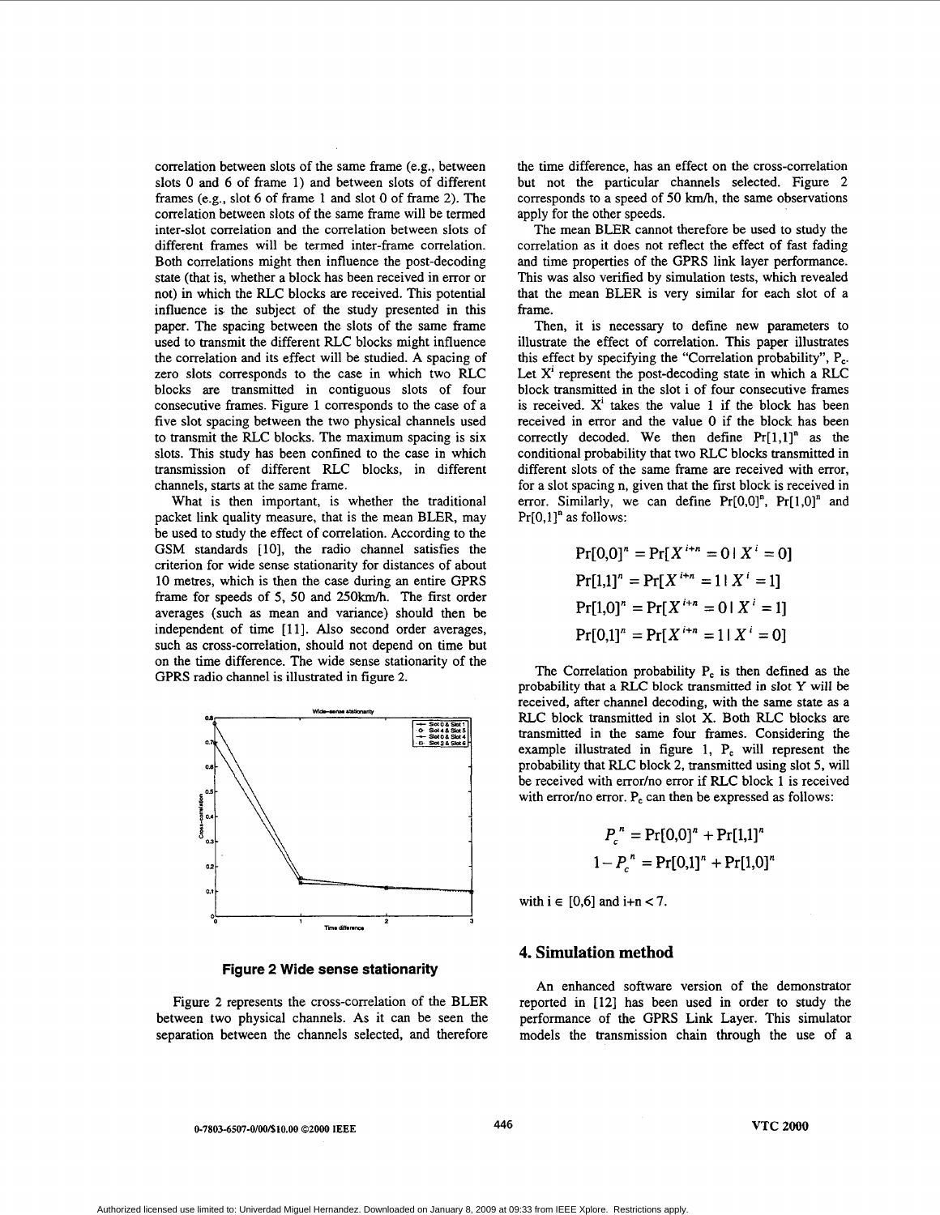correlation between slots of the same frame (e.g., between slots 0 and 6 of frame 1) and between slots of different frames (e.g., slot 6 of frame 1 and slot 0 of frame 2). The correlation between slots of the same frame will be termed inter-slot correlation and the correlation between slots of different frames will be termed inter-frame correlation. Both correlations might then influence the post-decoding state (that is, whether a block has been received in error or not) in which the RLC blocks are received. This potential influence is the subject of the study presented in this paper. The spacing between the slots of the same frame used to transmit the different RLC blocks might influence the correlation and its effect will be studied. A spacing of zero slots corresponds to the case in which two RLC blocks are transmitted in contiguous slots of four consecutive frames. Figure 1 corresponds to the case of a five slot spacing between the two physical channels used to transmit the RLC blocks. The maximum spacing is six slots. This study has been confined to the case in which transmission of different RLC blocks, in different channels, starts at the same frame.

What is then important, is whether the traditional packet link quality measure, that is the mean BLER, may be used to study the effect of correlation. According to the GSM standards [10], the radio channel satisfies the criterion for wide sense stationarity for distances of about 10 metres, which is then the case during an entire GPRS frame for speeds of 5, 50 and 250km/h. The first order averages (such as mean and variance) should then be independent of time [11]. Also second order averages, such as cross-correlation, should not depend on time but on the time difference. The wide sense stationarity of the GPRS radio channel is illustrated in figure 2.

**Figure 2 Wide sense stationarity**

Figure 2 represents the cross-correlation of the BLER between two physical channels. As it can be seen the separation between the channels selected, and therefore the time difference, has an effect on the cross-correlation but not the particular channels selected. Figure 2 corresponds to a speed of 50 km/h, the same observations apply for the other speeds.

The mean BLER cannot therefore be used to study the correlation as it does not reflect the effect of fast fading and time properties of the GPRS link layer performance. This was also verified by simulation tests, which revealed that the mean BLER is very similar for each slot of a frame.

Then, it is necessary to define new parameters to illustrate the effect of correlation. This paper illustrates this effect by specifying the "Correlation probability", $P_c$. Let $X^i$ represent the post-decoding state in which a RLC block transmitted in the slot i of four consecutive frames is received. $X^i$ takes the value 1 if the block has been received in error and the value 0 if the block has been correctly decoded. We then define $\Pr[1,1]^n$ as the conditional probability that two RLC blocks transmitted in different slots of the same frame are received with error, for a slot spacing n, given that the first block is received in error. Similarly, we can define $\Pr[0,0]^n$, $\Pr[1,0]^n$ and $\Pr[0,1]^n$ as follows:

$$\Pr[0,0]^n = \Pr[X^{i+n} = 0 \mid X^i = 0]$$
$$\Pr[1,1]^n = \Pr[X^{i+n} = 1 \mid X^i = 1]$$
$$\Pr[1,0]^n = \Pr[X^{i+n} = 0 \mid X^i = 1]$$
$$\Pr[0,1]^n = \Pr[X^{i+n} = 1 \mid X^i = 0]$$

The Correlation probability $P_c$ is then defined as the probability that a RLC block transmitted in slot Y will be received, after channel decoding, with the same state as a RLC block transmitted in slot X. Both RLC blocks are transmitted in the same four frames. Considering the example illustrated in figure 1, $P_c$ will represent the probability that RLC block 2, transmitted using slot 5, will be received with error/no error if RLC block 1 is received with error/no error. $P_c$ can then be expressed as follows:

$$P_c^{\,n} = \Pr[0,0]^n + \Pr[1,1]^n$$
$$1 - P_c^{\,n} = \Pr[0,1]^n + \Pr[1,0]^n$$

with $i \in [0,6]$ and $i+n < 7$.

## 4. Simulation method

An enhanced software version of the demonstrator reported in [12] has been used in order to study the performance of the GPRS Link Layer. This simulator models the transmission chain through the use of a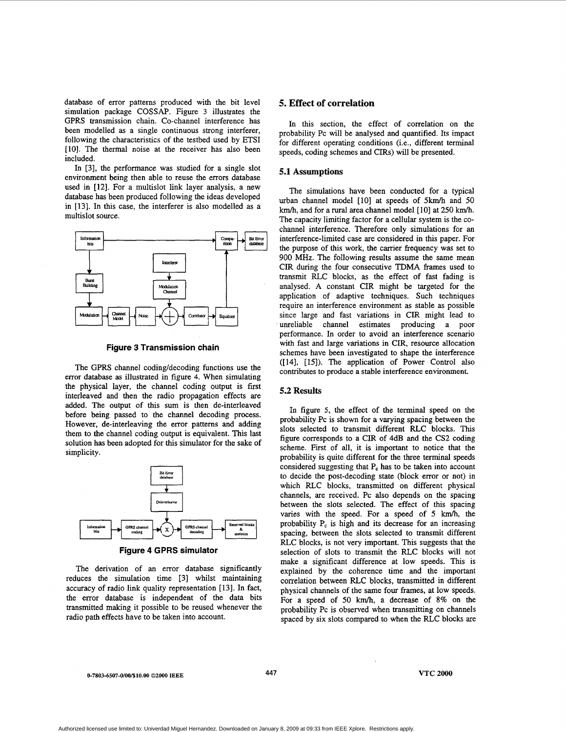database of error patterns produced with the bit level simulation package COSSAP. Figure 3 illustrates the GPRS transmission chain. Co-channel interference has been modelled as a single continuous strong interferer, following the characteristics of the testbed used by ETSI [10]. The thermal noise at the receiver has also been included.

In [3], the performance was studied for a single slot environment being then able to reuse the errors database used in [12]. For a multislot link layer analysis, a new database has been produced following the ideas developed in [13]. In this case, the interferer is also modelled as a multislot source.

**Figure 3 Transmission chain**

The GPRS channel coding/decoding functions use the error database as illustrated in figure 4. When simulating the physical layer, the channel coding output is first interleaved and then the radio propagation effects are added. The output of this sum is then de-interleaved before being passed to the channel decoding process. However, de-interleaving the error patterns and adding them to the channel coding output is equivalent. This last solution has been adopted for this simulator for the sake of simplicity.

**Figure 4 GPRS simulator**

The derivation of an error database significantly reduces the simulation time [3] whilst maintaining accuracy of radio link quality representation [13]. In fact, the error database is independent of the data bits transmitted making it possible to be reused whenever the radio path effects have to be taken into account.

## 5. Effect of correlation

In this section, the effect of correlation on the probability Pc will be analysed and quantified. Its impact for different operating conditions (i.e., different terminal speeds, coding schemes and CIRs) will be presented.

### 5.1 Assumptions

The simulations have been conducted for a typical urban channel model [10] at speeds of 5km/h and 50 km/h, and for a rural area channel model [10] at 250 km/h. The capacity limiting factor for a cellular system is the co-channel interference. Therefore only simulations for an interference-limited case are considered in this paper. For the purpose of this work, the carrier frequency was set to 900 MHz. The following results assume the same mean CIR during the four consecutive TDMA frames used to transmit RLC blocks, as the effect of fast fading is analysed. A constant CIR might be targeted for the application of adaptive techniques. Such techniques require an interference environment as stable as possible since large and fast variations in CIR might lead to unreliable channel estimates producing a poor performance. In order to avoid an interference scenario with fast and large variations in CIR, resource allocation schemes have been investigated to shape the interference ([14], [15]). The application of Power Control also contributes to produce a stable interference environment.

### 5.2 Results

In figure 5, the effect of the terminal speed on the probability Pc is shown for a varying spacing between the slots selected to transmit different RLC blocks. This figure corresponds to a CIR of 4dB and the CS2 coding scheme. First of all, it is important to notice that the probability is quite different for the three terminal speeds considered suggesting that $P_c$ has to be taken into account to decide the post-decoding state (block error or not) in which RLC blocks, transmitted on different physical channels, are received. Pc also depends on the spacing between the slots selected. The effect of this spacing varies with the speed. For a speed of 5 km/h, the probability $P_c$ is high and its decrease for an increasing spacing, between the slots selected to transmit different RLC blocks, is not very important. This suggests that the selection of slots to transmit the RLC blocks will not make a significant difference at low speeds. This is explained by the coherence time and the important correlation between RLC blocks, transmitted in different physical channels of the same four frames, at low speeds. For a speed of 50 km/h, a decrease of 8% on the probability Pc is observed when transmitting on channels spaced by six slots compared to when the RLC blocks are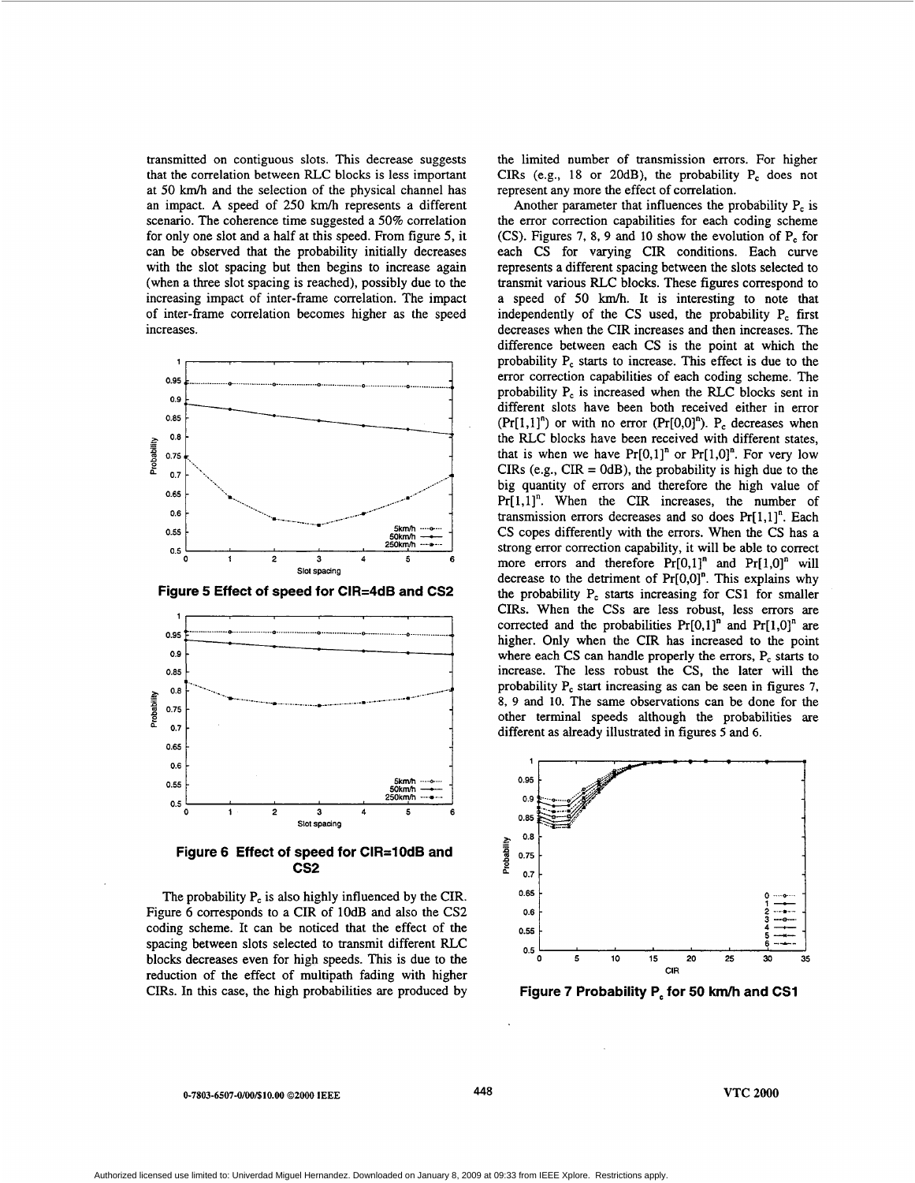transmitted on contiguous slots. This decrease suggests that the correlation between RLC blocks is less important at 50 km/h and the selection of the physical channel has an impact. A speed of 250 km/h represents a different scenario. The coherence time suggested a 50% correlation for only one slot and a half at this speed. From figure 5, it can be observed that the probability initially decreases with the slot spacing but then begins to increase again (when a three slot spacing is reached), possibly due to the increasing impact of inter-frame correlation. The impact of inter-frame correlation becomes higher as the speed increases.

**Figure 5 Effect of speed for CIR=4dB and CS2**

**Figure 6 Effect of speed for CIR=10dB and CS2**

The probability $P_c$ is also highly influenced by the CIR. Figure 6 corresponds to a CIR of 10dB and also the CS2 coding scheme. It can be noticed that the effect of the spacing between slots selected to transmit different RLC blocks decreases even for high speeds. This is due to the reduction of the effect of multipath fading with higher CIRs. In this case, the high probabilities are produced by the limited number of transmission errors. For higher CIRs (e.g., 18 or 20dB), the probability $P_c$ does not represent any more the effect of correlation.

Another parameter that influences the probability $P_c$ is the error correction capabilities for each coding scheme (CS). Figures 7, 8, 9 and 10 show the evolution of $P_c$ for each CS for varying CIR conditions. Each curve represents a different spacing between the slots selected to transmit various RLC blocks. These figures correspond to a speed of 50 km/h. It is interesting to note that independently of the CS used, the probability $P_c$ first decreases when the CIR increases and then increases. The difference between each CS is the point at which the probability $P_c$ starts to increase. This effect is due to the error correction capabilities of each coding scheme. The probability $P_c$ is increased when the RLC blocks sent in different slots have been both received either in error ($\Pr[1,1]^n$) or with no error ($\Pr[0,0]^n$). $P_c$ decreases when the RLC blocks have been received with different states, that is when we have $\Pr[0,1]^n$ or $\Pr[1,0]^n$. For very low CIRs (e.g., CIR = 0dB), the probability is high due to the big quantity of errors and therefore the high value of $\Pr[1,1]^n$. When the CIR increases, the number of transmission errors decreases and so does $\Pr[1,1]^n$. Each CS copes differently with the errors. When the CS has a strong error correction capability, it will be able to correct more errors and therefore $\Pr[0,1]^n$ and $\Pr[1,0]^n$ will decrease to the detriment of $\Pr[0,0]^n$. This explains why the probability $P_c$ starts increasing for CS1 for smaller CIRs. When the CSs are less robust, less errors are corrected and the probabilities $\Pr[0,1]^n$ and $\Pr[1,0]^n$ are higher. Only when the CIR has increased to the point where each CS can handle properly the errors, $P_c$ starts to increase. The less robust the CS, the later will the probability $P_c$ start increasing as can be seen in figures 7, 8, 9 and 10. The same observations can be done for the other terminal speeds although the probabilities are different as already illustrated in figures 5 and 6.

**Figure 7 Probability $P_c$ for 50 km/h and CS1**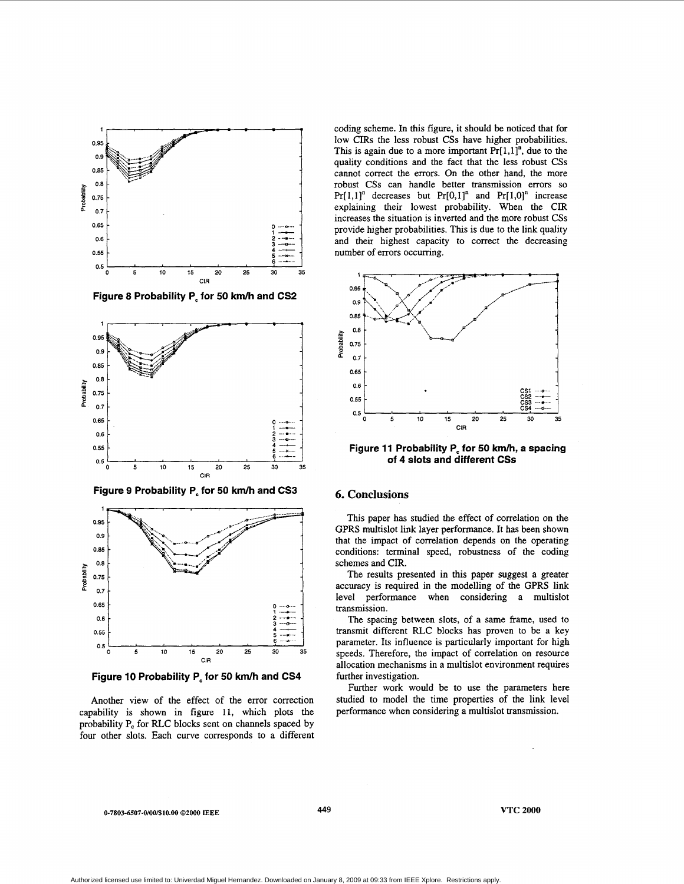Figure 8 Probability $P_c$ for 50 km/h and CS2

Figure 9 Probability $P_c$ for 50 km/h and CS3

Figure 10 Probability $P_c$ for 50 km/h and CS4

Another view of the effect of the error correction capability is shown in figure 11, which plots the probability $P_c$ for RLC blocks sent on channels spaced by four other slots. Each curve corresponds to a different coding scheme. In this figure, it should be noticed that for low CIRs the less robust CSs have higher probabilities. This is again due to a more important $Pr[1,1]^n$, due to the quality conditions and the fact that the less robust CSs cannot correct the errors. On the other hand, the more robust CSs can handle better transmission errors so $Pr[1,1]^n$ decreases but $Pr[0,1]^n$ and $Pr[1,0]^n$ increase explaining their lowest probability. When the CIR increases the situation is inverted and the more robust CSs provide higher probabilities. This is due to the link quality and their highest capacity to correct the decreasing number of errors occurring.

Figure 11 Probability $P_c$ for 50 km/h, a spacing of 4 slots and different CSs

## 6. Conclusions

This paper has studied the effect of correlation on the GPRS multislot link layer performance. It has been shown that the impact of correlation depends on the operating conditions: terminal speed, robustness of the coding schemes and CIR.

The results presented in this paper suggest a greater accuracy is required in the modelling of the GPRS link level performance when considering a multislot transmission.

The spacing between slots, of a same frame, used to transmit different RLC blocks has proven to be a key parameter. Its influence is particularly important for high speeds. Therefore, the impact of correlation on resource allocation mechanisms in a multislot environment requires further investigation.

Further work would be to use the parameters here studied to model the time properties of the link level performance when considering a multislot transmission.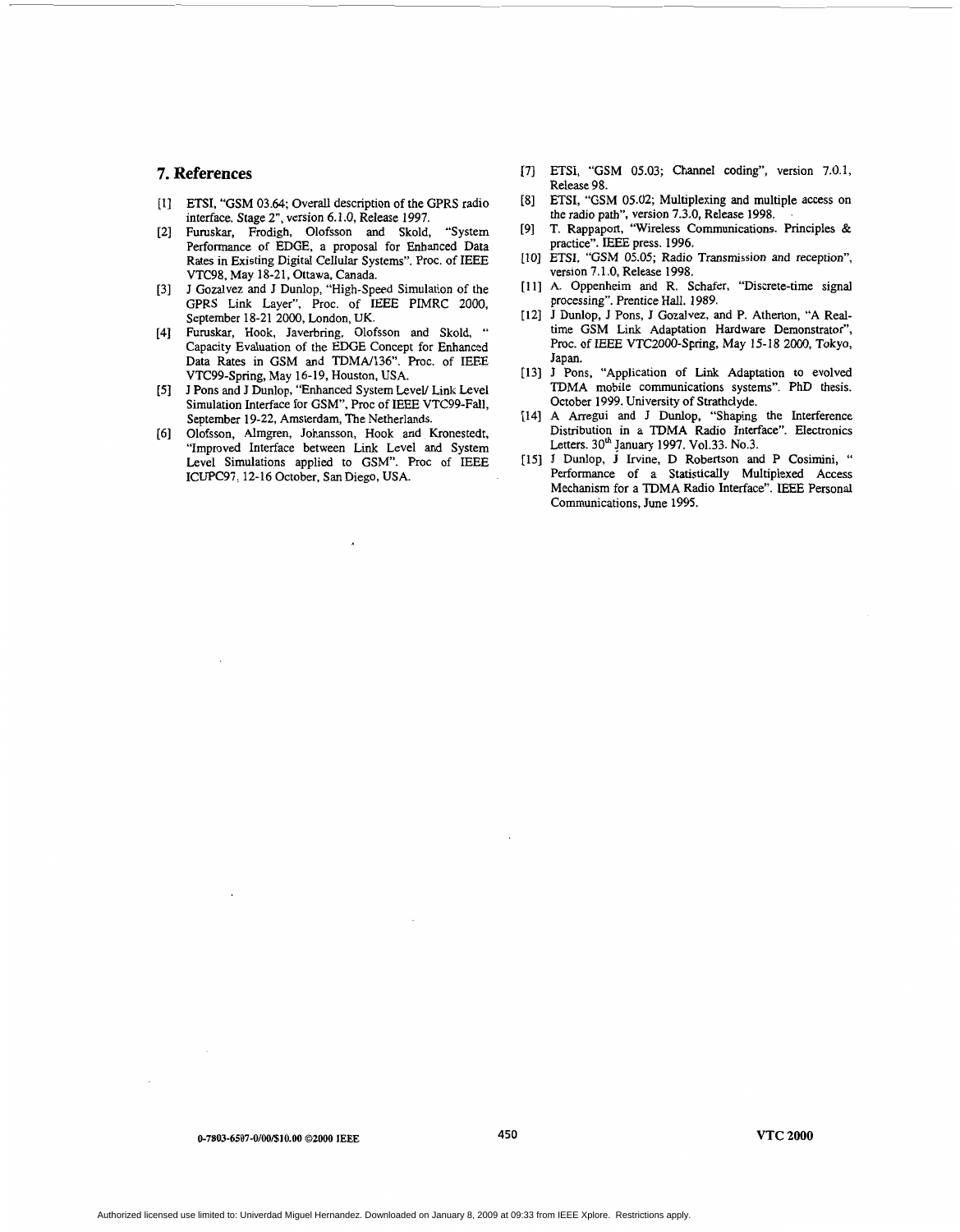## 7. References

[1] ETSI, "GSM 03.64; Overall description of the GPRS radio interface. Stage 2", version 6.1.0, Release 1997.

[2] Furuskar, Frodigh, Olofsson and Skold, "System Performance of EDGE, a proposal for Enhanced Data Rates in Existing Digital Cellular Systems". Proc. of IEEE VTC98, May 18-21, Ottawa, Canada.

[3] J Gozalvez and J Dunlop, "High-Speed Simulation of the GPRS Link Layer", Proc. of IEEE PIMRC 2000, September 18-21 2000, London, UK.

[4] Furuskar, Hook, Javerbring, Olofsson and Skold, " Capacity Evaluation of the EDGE Concept for Enhanced Data Rates in GSM and TDMA/136". Proc. of IEEE VTC99-Spring, May 16-19, Houston, USA.

[5] J Pons and J Dunlop, "Enhanced System Level/ Link Level Simulation Interface for GSM", Proc of IEEE VTC99-Fall, September 19-22, Amsterdam, The Netherlands.

[6] Olofsson, Almgren, Johansson, Hook and Kronestedt, "Improved Interface between Link Level and System Level Simulations applied to GSM". Proc of IEEE ICUPC97, 12-16 October, San Diego, USA.

[7] ETSI, "GSM 05.03; Channel coding", version 7.0.1, Release 98.

[8] ETSI, "GSM 05.02; Multiplexing and multiple access on the radio path", version 7.3.0, Release 1998.

[9] T. Rappaport, "Wireless Communications. Principles & practice". IEEE press. 1996.

[10] ETSI, "GSM 05.05; Radio Transmission and reception", version 7.1.0, Release 1998.

[11] A. Oppenheim and R. Schafer, "Discrete-time signal processing". Prentice Hall. 1989.

[12] J Dunlop, J Pons, J Gozalvez, and P. Atherton, "A Real-time GSM Link Adaptation Hardware Demonstrator", Proc. of IEEE VTC2000-Spring, May 15-18 2000, Tokyo, Japan.

[13] J Pons, "Application of Link Adaptation to evolved TDMA mobile communications systems". PhD thesis. October 1999. University of Strathclyde.

[14] A Arregui and J Dunlop, "Shaping the Interference Distribution in a TDMA Radio Interface". Electronics Letters. 30th January 1997. Vol.33. No.3.

[15] J Dunlop, J Irvine, D Robertson and P Cosimini, " Performance of a Statistically Multiplexed Access Mechanism for a TDMA Radio Interface". IEEE Personal Communications, June 1995.